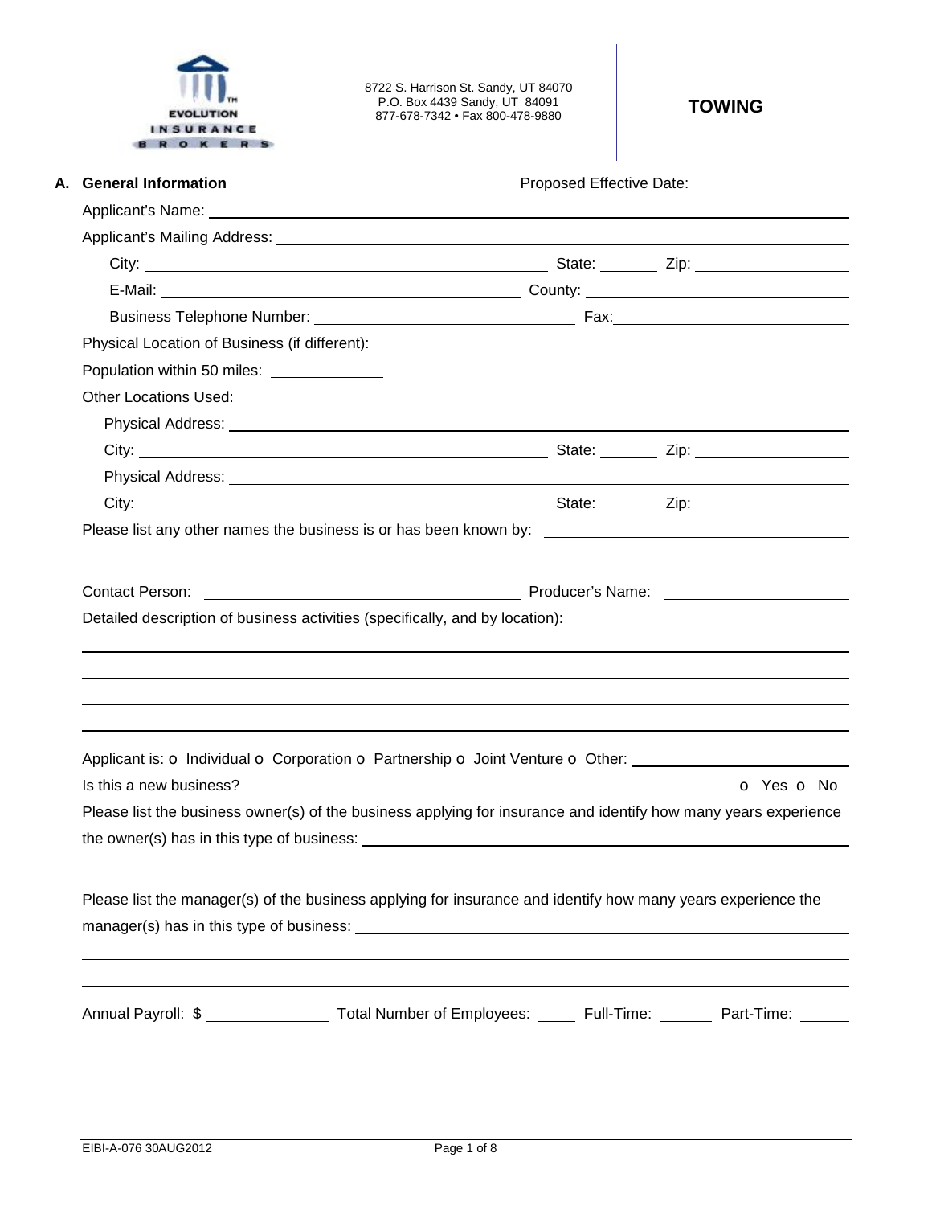EVOLUTION INSURANCE BROKERS

8722 S. Harrison St. Sandy, UT 84070
P.O. Box 4439 Sandy, UT 84091
877-678-7342 • Fax 800-478-9880

# TOWING

## A. General Information

Proposed Effective Date: ________________

Applicant's Name: ________________________________________________

Applicant's Mailing Address: ________________________________________________

City: ______________________________ State: ________ Zip: ________________

E-Mail: ______________________________ County: ________________________

Business Telephone Number: ________________________ Fax: ________________________

Physical Location of Business (if different): ________________________________________________

Population within 50 miles: ____________

Other Locations Used:

Physical Address: ________________________________________________

City: ______________________________ State: ________ Zip: ________________

Physical Address: ________________________________________________

City: ______________________________ State: ________ Zip: ________________

Please list any other names the business is or has been known by: ________________________________

________________________________________________________________________________

Contact Person: ______________________________ Producer's Name: ________________________

Detailed description of business activities (specifically, and by location): ________________________

________________________________________________________________________________

________________________________________________________________________________

________________________________________________________________________________

________________________________________________________________________________

Applicant is: o Individual o Corporation o Partnership o Joint Venture o Other: ________________________

Is this a new business? o Yes o No

Please list the business owner(s) of the business applying for insurance and identify how many years experience the owner(s) has in this type of business: ________________________________________________

________________________________________________________________________________

Please list the manager(s) of the business applying for insurance and identify how many years experience the manager(s) has in this type of business: ________________________________________________

________________________________________________________________________________

________________________________________________________________________________

Annual Payroll: $ ______________ Total Number of Employees: ____ Full-Time: ______ Part-Time: ______

EIBI-A-076 30AUG2012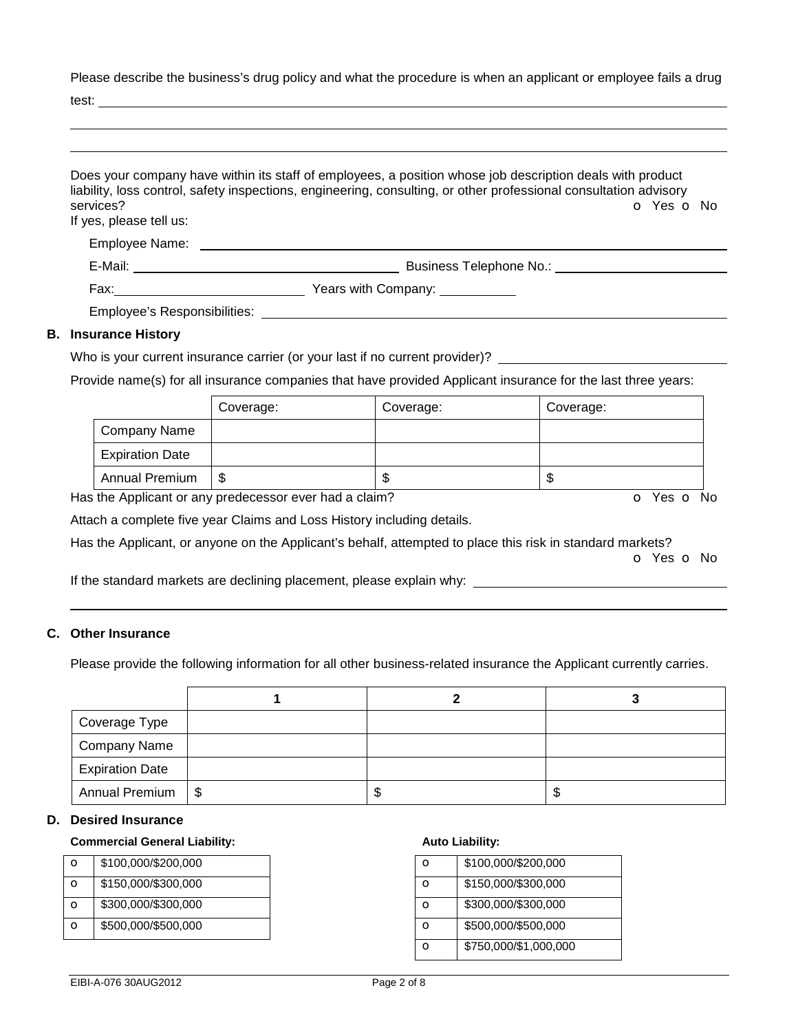Please describe the business's drug policy and what the procedure is when an applicant or employee fails a drug test: ______________________________________________

______________________________________________

______________________________________________

Does your company have within its staff of employees, a position whose job description deals with product liability, loss control, safety inspections, engineering, consulting, or other professional consultation advisory services? o Yes o No

If yes, please tell us:

Employee Name: ______________________________

E-Mail: ______________________________ Business Telephone No.: ______________________________

Fax: ______________________________ Years with Company: ____________

Employee's Responsibilities: ______________________________

## B. Insurance History

Who is your current insurance carrier (or your last if no current provider)? ______________________________

Provide name(s) for all insurance companies that have provided Applicant insurance for the last three years:

| | Coverage: | Coverage: | Coverage: |
|---|---|---|---|
| Company Name | | | |
| Expiration Date | | | |
| Annual Premium | $ | $ | $ |

Has the Applicant or any predecessor ever had a claim? o Yes o No

Attach a complete five year Claims and Loss History including details.

Has the Applicant, or anyone on the Applicant's behalf, attempted to place this risk in standard markets? o Yes o No

If the standard markets are declining placement, please explain why: ______________________________

______________________________________________

## C. Other Insurance

Please provide the following information for all other business-related insurance the Applicant currently carries.

| | 1 | 2 | 3 |
|---|---|---|---|
| Coverage Type | | | |
| Company Name | | | |
| Expiration Date | | | |
| Annual Premium | $ | $ | $ |

## D. Desired Insurance

**Commercial General Liability:**

| | |
|---|---|
| o | $100,000/$200,000 |
| o | $150,000/$300,000 |
| o | $300,000/$300,000 |
| o | $500,000/$500,000 |

**Auto Liability:**

| | |
|---|---|
| o | $100,000/$200,000 |
| o | $150,000/$300,000 |
| o | $300,000/$300,000 |
| o | $500,000/$500,000 |
| o | $750,000/$1,000,000 |

EIBI-A-076 30AUG2012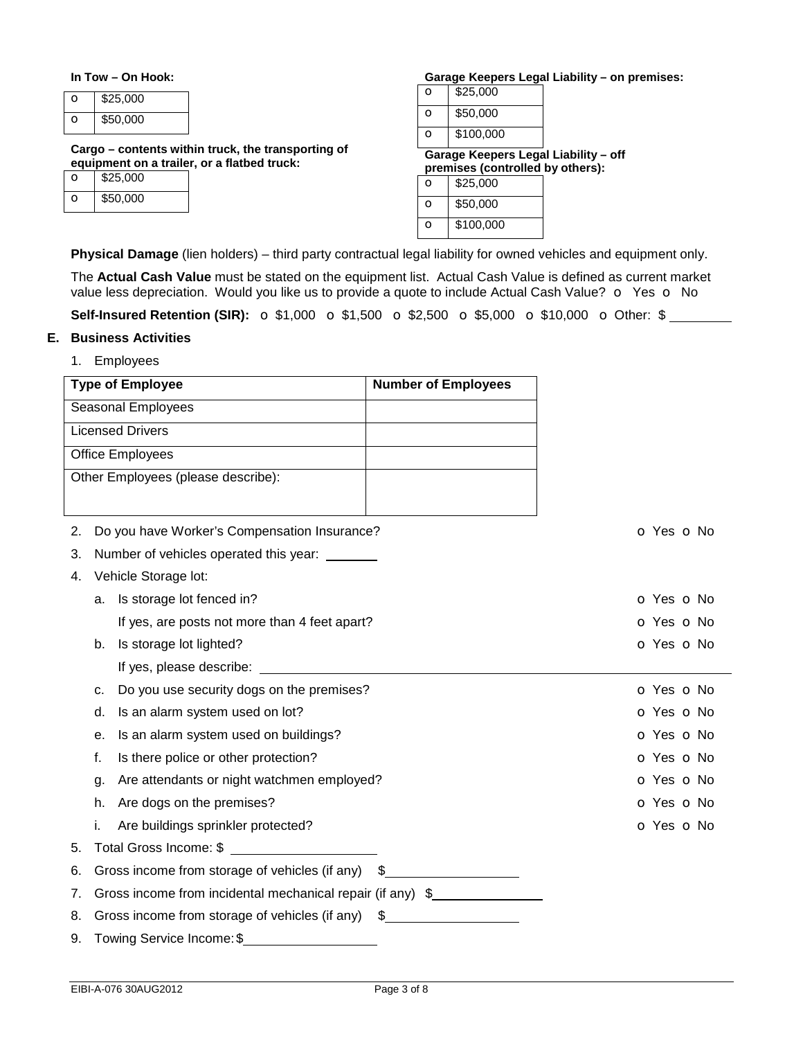**In Tow – On Hook:**

| o | $25,000 |
|---|---|
| o | $50,000 |

**Cargo – contents within truck, the transporting of equipment on a trailer, or a flatbed truck:**

| o | $25,000 |
|---|---|
| o | $50,000 |

**Garage Keepers Legal Liability – on premises:**

| o | $25,000 |
|---|---|
| o | $50,000 |
| o | $100,000 |

**Garage Keepers Legal Liability – off premises (controlled by others):**

| o | $25,000 |
|---|---|
| o | $50,000 |
| o | $100,000 |

**Physical Damage** (lien holders) – third party contractual legal liability for owned vehicles and equipment only.

The **Actual Cash Value** must be stated on the equipment list. Actual Cash Value is defined as current market value less depreciation. Would you like us to provide a quote to include Actual Cash Value? o Yes o No

**Self-Insured Retention (SIR):** o $1,000 o $1,500 o $2,500 o $5,000 o $10,000 o Other: $ ________

## E. Business Activities

1. Employees

| Type of Employee | Number of Employees |
|---|---|
| Seasonal Employees | |
| Licensed Drivers | |
| Office Employees | |
| Other Employees (please describe): | |

2. Do you have Worker's Compensation Insurance? o Yes o No
3. Number of vehicles operated this year: ________
4. Vehicle Storage lot:
   a. Is storage lot fenced in? o Yes o No
      If yes, are posts not more than 4 feet apart? o Yes o No
   b. Is storage lot lighted? o Yes o No
      If yes, please describe: ________________________________
   c. Do you use security dogs on the premises? o Yes o No
   d. Is an alarm system used on lot? o Yes o No
   e. Is an alarm system used on buildings? o Yes o No
   f. Is there police or other protection? o Yes o No
   g. Are attendants or night watchmen employed? o Yes o No
   h. Are dogs on the premises? o Yes o No
   i. Are buildings sprinkler protected? o Yes o No
5. Total Gross Income: $ ________________
6. Gross income from storage of vehicles (if any) $________________
7. Gross income from incidental mechanical repair (if any) $________________
8. Gross income from storage of vehicles (if any) $________________
9. Towing Service Income: $________________

EIBI-A-076 30AUG2012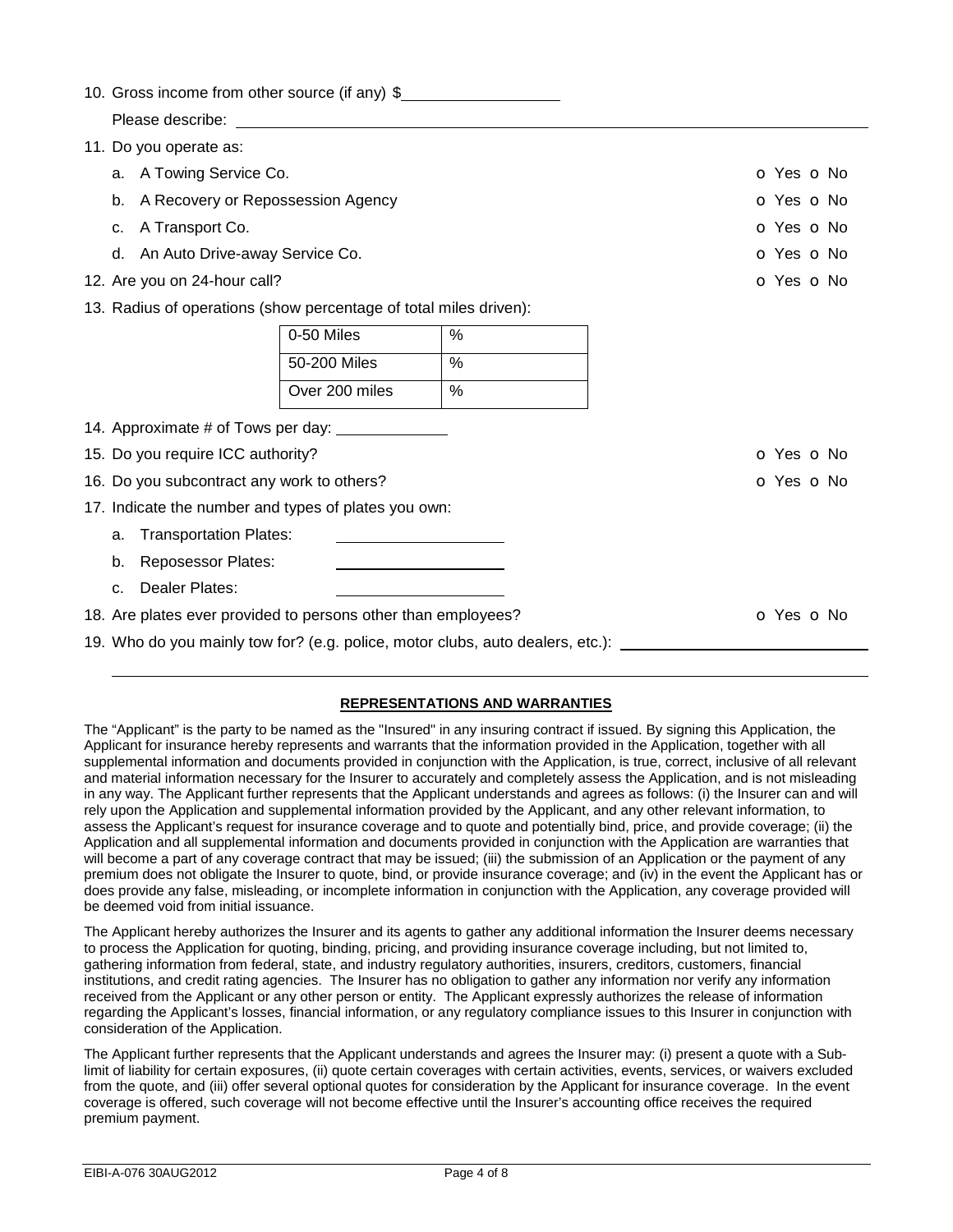10. Gross income from other source (if any) $\_\_\_\_\_\_\_\_\_\_\_\_\_\_\_\_\_\_

Please describe: \_\_\_\_\_\_\_\_\_\_\_\_\_\_\_\_\_\_\_\_\_\_\_\_\_\_\_\_\_\_\_\_\_\_\_\_\_\_\_\_\_\_\_\_\_\_\_\_

11. Do you operate as:
    a. A Towing Service Co. o Yes o No
    b. A Recovery or Repossession Agency o Yes o No
    c. A Transport Co. o Yes o No
    d. An Auto Drive-away Service Co. o Yes o No
12. Are you on 24-hour call? o Yes o No
13. Radius of operations (show percentage of total miles driven):

| | |
|---|---|
| 0-50 Miles | % |
| 50-200 Miles | % |
| Over 200 miles | % |

14. Approximate # of Tows per day: \_\_\_\_\_\_\_\_\_\_\_\_\_
15. Do you require ICC authority? o Yes o No
16. Do you subcontract any work to others? o Yes o No
17. Indicate the number and types of plates you own:
    a. Transportation Plates: \_\_\_\_\_\_\_\_\_\_\_\_\_\_\_\_\_\_\_\_
    b. Reposessor Plates: \_\_\_\_\_\_\_\_\_\_\_\_\_\_\_\_\_\_\_\_
    c. Dealer Plates: \_\_\_\_\_\_\_\_\_\_\_\_\_\_\_\_\_\_\_\_
18. Are plates ever provided to persons other than employees? o Yes o No
19. Who do you mainly tow for? (e.g. police, motor clubs, auto dealers, etc.): \_\_\_\_\_\_\_\_\_\_\_\_\_\_\_\_\_\_\_\_\_\_\_\_\_\_\_\_\_\_

## REPRESENTATIONS AND WARRANTIES

The "Applicant" is the party to be named as the "Insured" in any insuring contract if issued. By signing this Application, the Applicant for insurance hereby represents and warrants that the information provided in the Application, together with all supplemental information and documents provided in conjunction with the Application, is true, correct, inclusive of all relevant and material information necessary for the Insurer to accurately and completely assess the Application, and is not misleading in any way. The Applicant further represents that the Applicant understands and agrees as follows: (i) the Insurer can and will rely upon the Application and supplemental information provided by the Applicant, and any other relevant information, to assess the Applicant's request for insurance coverage and to quote and potentially bind, price, and provide coverage; (ii) the Application and all supplemental information and documents provided in conjunction with the Application are warranties that will become a part of any coverage contract that may be issued; (iii) the submission of an Application or the payment of any premium does not obligate the Insurer to quote, bind, or provide insurance coverage; and (iv) in the event the Applicant has or does provide any false, misleading, or incomplete information in conjunction with the Application, any coverage provided will be deemed void from initial issuance.

The Applicant hereby authorizes the Insurer and its agents to gather any additional information the Insurer deems necessary to process the Application for quoting, binding, pricing, and providing insurance coverage including, but not limited to, gathering information from federal, state, and industry regulatory authorities, insurers, creditors, customers, financial institutions, and credit rating agencies. The Insurer has no obligation to gather any information nor verify any information received from the Applicant or any other person or entity. The Applicant expressly authorizes the release of information regarding the Applicant's losses, financial information, or any regulatory compliance issues to this Insurer in conjunction with consideration of the Application.

The Applicant further represents that the Applicant understands and agrees the Insurer may: (i) present a quote with a Sub-limit of liability for certain exposures, (ii) quote certain coverages with certain activities, events, services, or waivers excluded from the quote, and (iii) offer several optional quotes for consideration by the Applicant for insurance coverage. In the event coverage is offered, such coverage will not become effective until the Insurer's accounting office receives the required premium payment.

EIBI-A-076 30AUG2012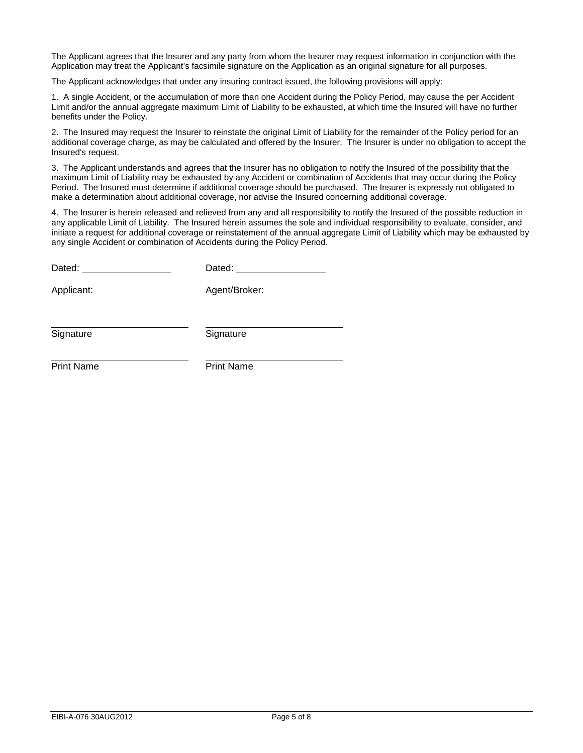The Applicant agrees that the Insurer and any party from whom the Insurer may request information in conjunction with the Application may treat the Applicant's facsimile signature on the Application as an original signature for all purposes.

The Applicant acknowledges that under any insuring contract issued, the following provisions will apply:

1. A single Accident, or the accumulation of more than one Accident during the Policy Period, may cause the per Accident Limit and/or the annual aggregate maximum Limit of Liability to be exhausted, at which time the Insured will have no further benefits under the Policy.

2. The Insured may request the Insurer to reinstate the original Limit of Liability for the remainder of the Policy period for an additional coverage charge, as may be calculated and offered by the Insurer. The Insurer is under no obligation to accept the Insured's request.

3. The Applicant understands and agrees that the Insurer has no obligation to notify the Insured of the possibility that the maximum Limit of Liability may be exhausted by any Accident or combination of Accidents that may occur during the Policy Period. The Insured must determine if additional coverage should be purchased. The Insurer is expressly not obligated to make a determination about additional coverage, nor advise the Insured concerning additional coverage.

4. The Insurer is herein released and relieved from any and all responsibility to notify the Insured of the possible reduction in any applicable Limit of Liability. The Insured herein assumes the sole and individual responsibility to evaluate, consider, and initiate a request for additional coverage or reinstatement of the annual aggregate Limit of Liability which may be exhausted by any single Accident or combination of Accidents during the Policy Period.

| | |
|---|---|
| Dated: ________________ | Dated: ________________ |
| Applicant: | Agent/Broker: |
| ________________________ | ________________________ |
| Signature | Signature |
| ________________________ | ________________________ |
| Print Name | Print Name |

EIBI-A-076 30AUG2012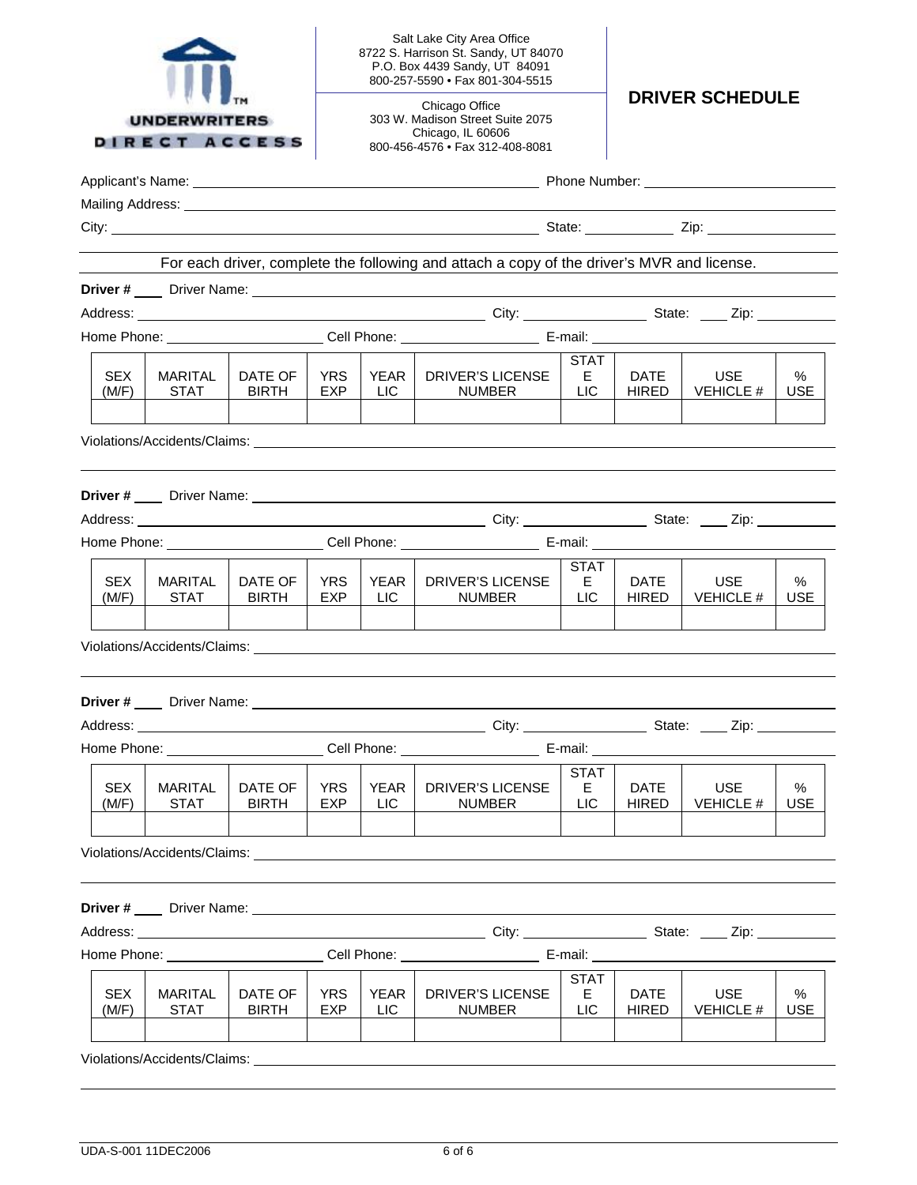UNDERWRITERS DIRECT ACCESS

Salt Lake City Area Office
8722 S. Harrison St. Sandy, UT 84070
P.O. Box 4439 Sandy, UT 84091
800-257-5590 • Fax 801-304-5515

Chicago Office
303 W. Madison Street Suite 2075
Chicago, IL 60606
800-456-4576 • Fax 312-408-8081

# DRIVER SCHEDULE

Applicant's Name: ______________________________ Phone Number: ______________________

Mailing Address: ______________________________________________________________

City: ______________________________ State: ____________ Zip: ______________

For each driver, complete the following and attach a copy of the driver's MVR and license.

**Driver #** ____ Driver Name: ______________________________________________

Address: ______________________________ City: ______________ State: ____ Zip: __________

Home Phone: ____________________ Cell Phone: __________________ E-mail: ______________________

| SEX (M/F) | MARITAL STAT | DATE OF BIRTH | YRS EXP | YEAR LIC | DRIVER'S LICENSE NUMBER | STATE LIC | DATE HIRED | USE VEHICLE # | % USE |
|---|---|---|---|---|---|---|---|---|---|
| | | | | | | | | | |

Violations/Accidents/Claims: ______________________________________________________

**Driver #** ____ Driver Name: ______________________________________________

Address: ______________________________ City: ______________ State: ____ Zip: __________

Home Phone: ____________________ Cell Phone: __________________ E-mail: ______________________

| SEX (M/F) | MARITAL STAT | DATE OF BIRTH | YRS EXP | YEAR LIC | DRIVER'S LICENSE NUMBER | STATE LIC | DATE HIRED | USE VEHICLE # | % USE |
|---|---|---|---|---|---|---|---|---|---|
| | | | | | | | | | |

Violations/Accidents/Claims: ______________________________________________________

**Driver #** ____ Driver Name: ______________________________________________

Address: ______________________________ City: ______________ State: ____ Zip: __________

Home Phone: ____________________ Cell Phone: __________________ E-mail: ______________________

| SEX (M/F) | MARITAL STAT | DATE OF BIRTH | YRS EXP | YEAR LIC | DRIVER'S LICENSE NUMBER | STATE LIC | DATE HIRED | USE VEHICLE # | % USE |
|---|---|---|---|---|---|---|---|---|---|
| | | | | | | | | | |

Violations/Accidents/Claims: ______________________________________________________

**Driver #** ____ Driver Name: ______________________________________________

Address: ______________________________ City: ______________ State: ____ Zip: __________

Home Phone: ____________________ Cell Phone: __________________ E-mail: ______________________

| SEX (M/F) | MARITAL STAT | DATE OF BIRTH | YRS EXP | YEAR LIC | DRIVER'S LICENSE NUMBER | STATE LIC | DATE HIRED | USE VEHICLE # | % USE |
|---|---|---|---|---|---|---|---|---|---|
| | | | | | | | | | |

Violations/Accidents/Claims: ______________________________________________________

UDA-S-001 11DEC2006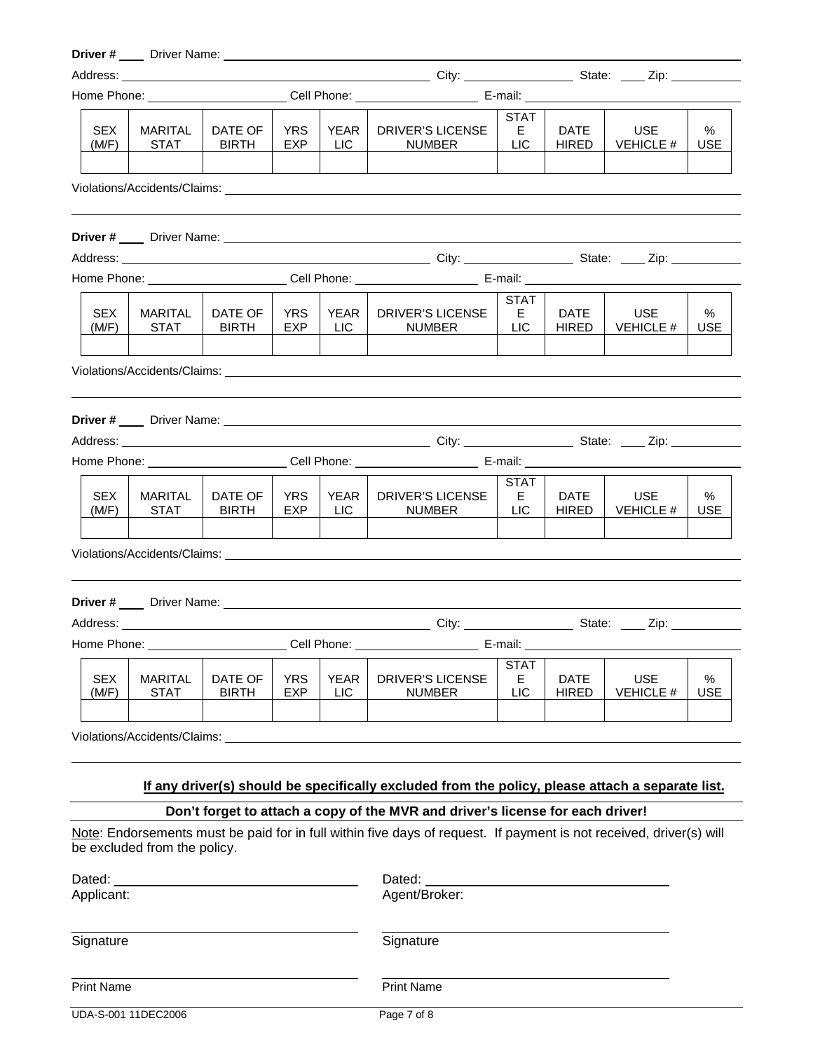**Driver #** ____ Driver Name: ____________________

Address: ____________________ City: ____________ State: ____ Zip: ________

Home Phone: ____________ Cell Phone: ____________ E-mail: ____________

| SEX (M/F) | MARITAL STAT | DATE OF BIRTH | YRS EXP | YEAR LIC | DRIVER'S LICENSE NUMBER | STATE LIC | DATE HIRED | USE VEHICLE # | % USE |
|---|---|---|---|---|---|---|---|---|---|
| | | | | | | | | | |

Violations/Accidents/Claims: ____________________

**Driver #** ____ Driver Name: ____________________

Address: ____________________ City: ____________ State: ____ Zip: ________

Home Phone: ____________ Cell Phone: ____________ E-mail: ____________

| SEX (M/F) | MARITAL STAT | DATE OF BIRTH | YRS EXP | YEAR LIC | DRIVER'S LICENSE NUMBER | STATE LIC | DATE HIRED | USE VEHICLE # | % USE |
|---|---|---|---|---|---|---|---|---|---|
| | | | | | | | | | |

Violations/Accidents/Claims: ____________________

**Driver #** ____ Driver Name: ____________________

Address: ____________________ City: ____________ State: ____ Zip: ________

Home Phone: ____________ Cell Phone: ____________ E-mail: ____________

| SEX (M/F) | MARITAL STAT | DATE OF BIRTH | YRS EXP | YEAR LIC | DRIVER'S LICENSE NUMBER | STATE LIC | DATE HIRED | USE VEHICLE # | % USE |
|---|---|---|---|---|---|---|---|---|---|
| | | | | | | | | | |

Violations/Accidents/Claims: ____________________

**Driver #** ____ Driver Name: ____________________

Address: ____________________ City: ____________ State: ____ Zip: ________

Home Phone: ____________ Cell Phone: ____________ E-mail: ____________

| SEX (M/F) | MARITAL STAT | DATE OF BIRTH | YRS EXP | YEAR LIC | DRIVER'S LICENSE NUMBER | STATE LIC | DATE HIRED | USE VEHICLE # | % USE |
|---|---|---|---|---|---|---|---|---|---|
| | | | | | | | | | |

Violations/Accidents/Claims: ____________________

**If any driver(s) should be specifically excluded from the policy, please attach a separate list.**

**Don't forget to attach a copy of the MVR and driver's license for each driver!**

Note: Endorsements must be paid for in full within five days of request. If payment is not received, driver(s) will be excluded from the policy.

Dated: ____________________
Applicant:

____________________
Signature

____________________
Print Name

Dated: ____________________
Agent/Broker:

____________________
Signature

____________________
Print Name

UDA-S-001 11DEC2006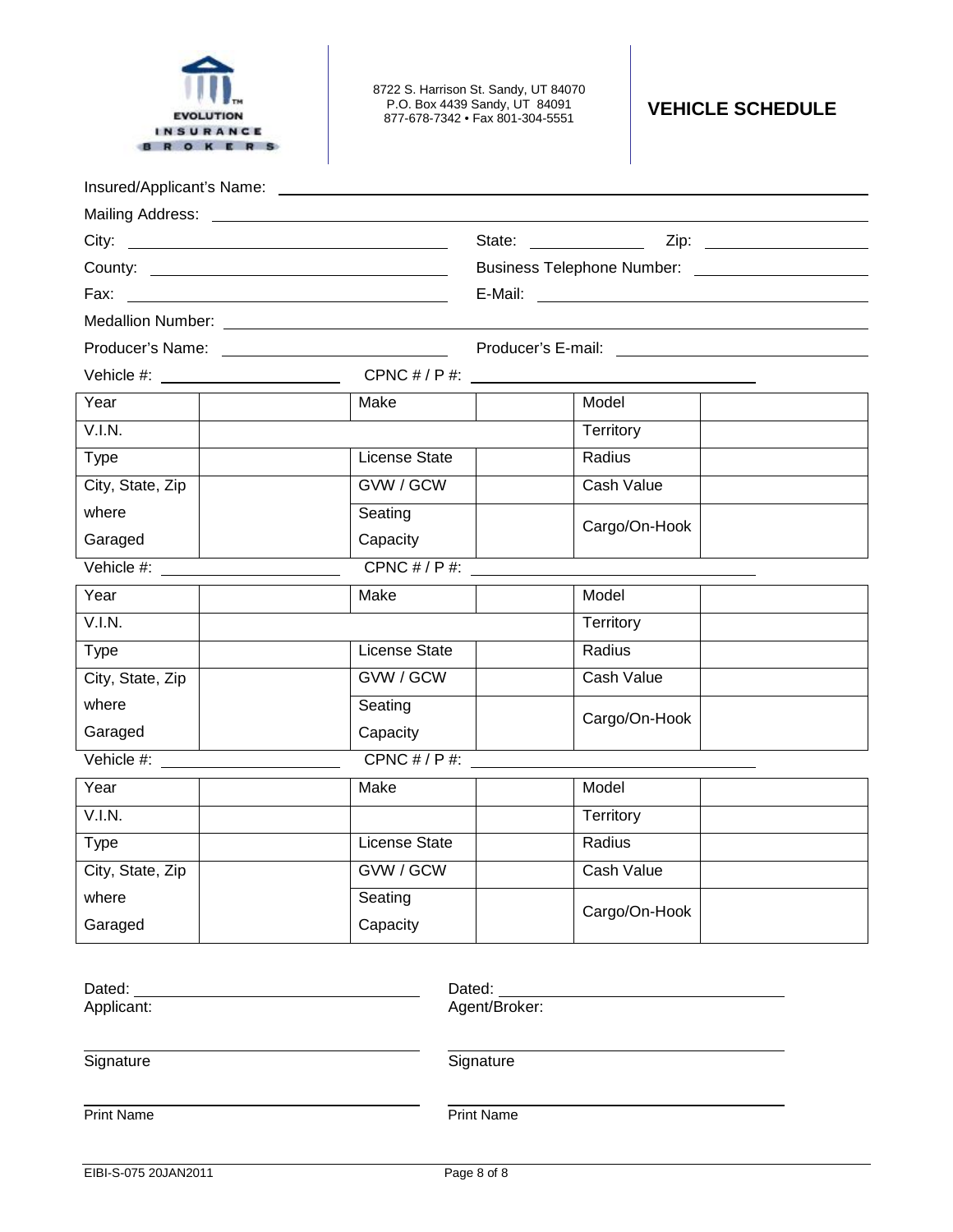EVOLUTION INSURANCE BROKERS

8722 S. Harrison St. Sandy, UT 84070
P.O. Box 4439 Sandy, UT 84091
877-678-7342 • Fax 801-304-5551

# VEHICLE SCHEDULE

Insured/Applicant's Name: ______________________________

Mailing Address: ______________________________

City: ____________________ State: __________ Zip: __________

County: ____________________ Business Telephone Number: ____________________

Fax: ____________________ E-Mail: ____________________

Medallion Number: ______________________________

Producer's Name: ____________________ Producer's E-mail: ____________________

Vehicle #: ____________________ CPNC # / P #: ____________________

| | | | | | |
|---|---|---|---|---|---|
| Year | | Make | | Model | |
| V.I.N. | | | | Territory | |
| Type | | License State | | Radius | |
| City, State, Zip | | GVW / GCW | | Cash Value | |
| where Garaged | | Seating Capacity | | Cargo/On-Hook | |

Vehicle #: ____________________ CPNC # / P #: ____________________

| | | | | | |
|---|---|---|---|---|---|
| Year | | Make | | Model | |
| V.I.N. | | | | Territory | |
| Type | | License State | | Radius | |
| City, State, Zip | | GVW / GCW | | Cash Value | |
| where Garaged | | Seating Capacity | | Cargo/On-Hook | |

Vehicle #: ____________________ CPNC # / P #: ____________________

| | | | | | |
|---|---|---|---|---|---|
| Year | | Make | | Model | |
| V.I.N. | | | | Territory | |
| Type | | License State | | Radius | |
| City, State, Zip | | GVW / GCW | | Cash Value | |
| where Garaged | | Seating Capacity | | Cargo/On-Hook | |

Dated: ____________________ Dated: ____________________

Applicant: Agent/Broker:

____________________ ____________________
Signature Signature

____________________ ____________________
Print Name Print Name

EIBI-S-075 20JAN2011